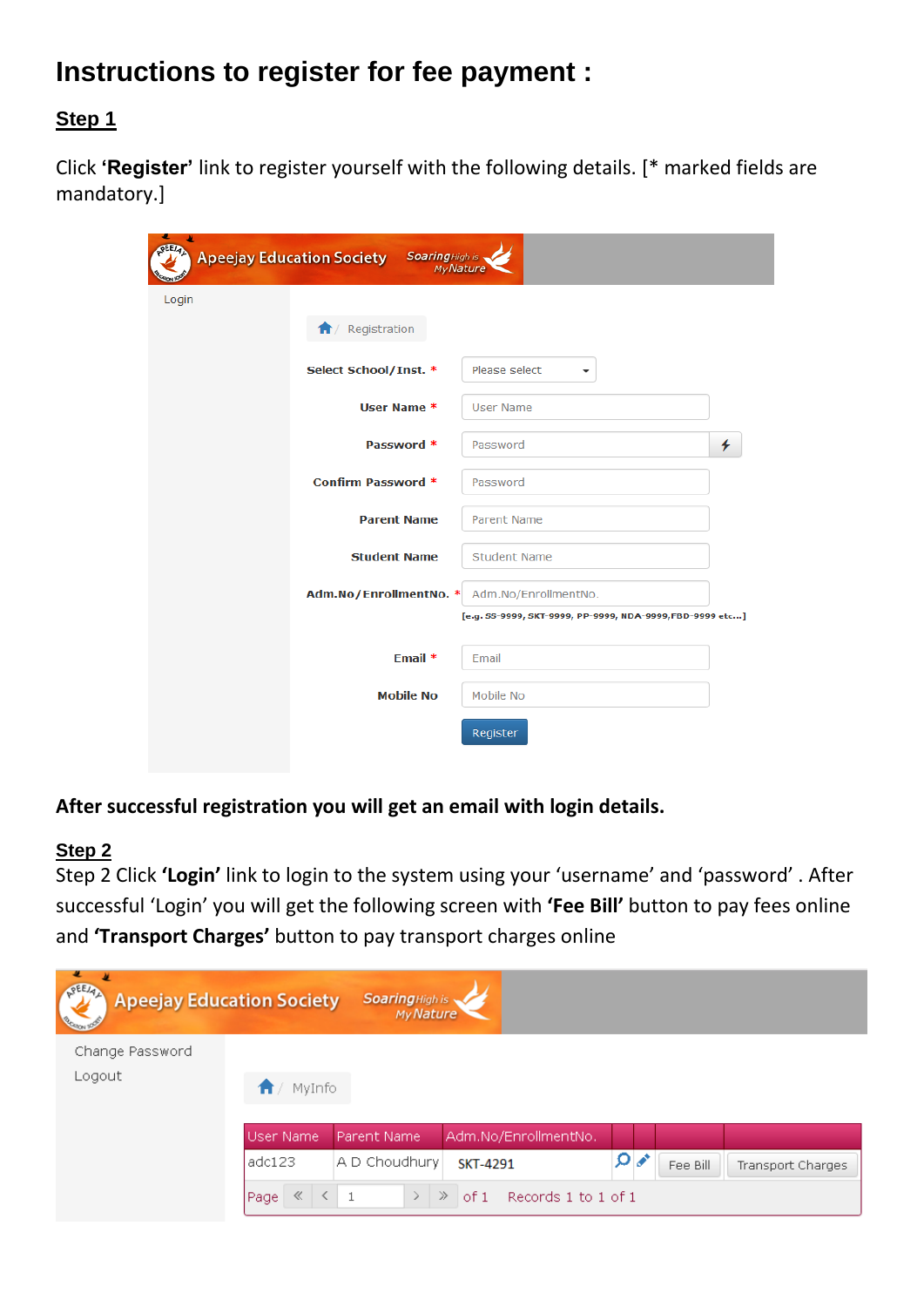# Instructions to register for fee payment :

## Step 1

Click **'Register'** link to register yourself with the following details. [* marked fields are mandatory.]

Apeejay Education Society   Soaring High is My Nature

Login

Registration

Select School/Inst. * Please select

User Name * User Name

Password * Password

Confirm Password * Password

Parent Name Parent Name

Student Name Student Name

Adm.No/EnrollmentNo. * Adm.No/EnrollmentNo.

[e.g. SS-9999, SKT-9999, PP-9999, NDA-9999,FBD-9999 etc...]

Email * Email

Mobile No Mobile No

Register

**After successful registration you will get an email with login details.**

## Step 2

Step 2 Click **'Login'** link to login to the system using your 'username' and 'password' . After successful 'Login' you will get the following screen with **'Fee Bill'** button to pay fees online and **'Transport Charges'** button to pay transport charges online

Apeejay Education Society   Soaring High is My Nature

Change Password

Logout

MyInfo

| User Name | Parent Name | Adm.No/EnrollmentNo. | | | | |
|---|---|---|---|---|---|---|
| adc123 | A D Choudhury | SKT-4291 | | | Fee Bill | Transport Charges |

Page 1 of 1   Records 1 to 1 of 1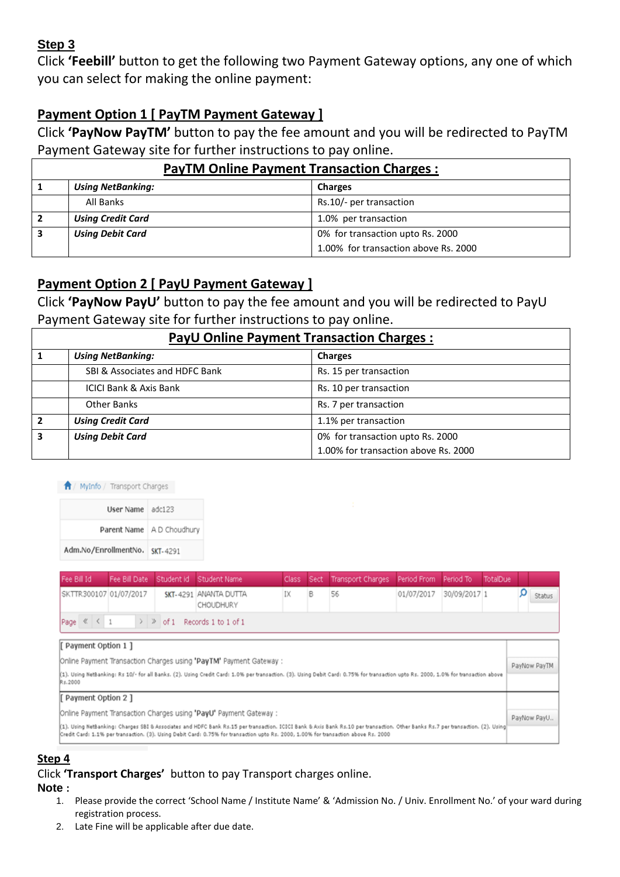**Step 3**

Click **'Feebill'** button to get the following two Payment Gateway options, any one of which you can select for making the online payment:

**Payment Option 1 [ PayTM Payment Gateway ]**

Click **'PayNow PayTM'** button to pay the fee amount and you will be redirected to PayTM Payment Gateway site for further instructions to pay online.

| PayTM Online Payment Transaction Charges : | | |
|---|---|---|
| 1 | ***Using NetBanking:*** | **Charges** |
| | All Banks | Rs.10/- per transaction |
| 2 | ***Using Credit Card*** | 1.0% per transaction |
| 3 | ***Using Debit Card*** | 0% for transaction upto Rs. 2000<br>1.00% for transaction above Rs. 2000 |

**Payment Option 2 [ PayU Payment Gateway ]**

Click **'PayNow PayU'** button to pay the fee amount and you will be redirected to PayU Payment Gateway site for further instructions to pay online.

| PayU Online Payment Transaction Charges : | | |
|---|---|---|
| 1 | ***Using NetBanking:*** | **Charges** |
| | SBI & Associates and HDFC Bank | Rs. 15 per transaction |
| | ICICI Bank & Axis Bank | Rs. 10 per transaction |
| | Other Banks | Rs. 7 per transaction |
| 2 | ***Using Credit Card*** | 1.1% per transaction |
| 3 | ***Using Debit Card*** | 0% for transaction upto Rs. 2000<br>1.00% for transaction above Rs. 2000 |

MyInfo / Transport Charges

| | |
|---|---|
| User Name | adc123 |
| Parent Name | A D Choudhury |
| Adm.No/EnrollmentNo. | SKT-4291 |

| Fee Bill Id | Fee Bill Date | Student id | Student Name | Class | Sect | Transport Charges | Period From | Period To | TotalDue | | |
|---|---|---|---|---|---|---|---|---|---|---|---|
| SKTTR300107 | 01/07/2017 | SKT-4291 | ANANTA DUTTA CHOUDHURY | IX | B | 56 | 01/07/2017 | 30/09/2017 | 1 | | Status |

Page 1 of 1 Records 1 to 1 of 1

[ Payment Option 1 ]

Online Payment Transaction Charges using 'PayTM' Payment Gateway :

(1). Using NetBanking: Rs 10/- for all Banks. (2). Using Credit Card: 1.0% per transaction. (3). Using Debit Card: 0.75% for transaction upto Rs. 2000, 1.0% for transaction above Rs.2000

PayNow PayTM

[ Payment Option 2 ]

Online Payment Transaction Charges using 'PayU' Payment Gateway :

(1). Using NetBanking: Charges SBI & Associates and HDFC Bank Rs.15 per transaction. ICICI Bank & Axis Bank Rs.10 per transaction. Other Banks Rs.7 per transaction. (2). Using Credit Card: 1.1% per transaction. (3). Using Debit Card: 0.75% for transaction upto Rs. 2000, 1.00% for transaction above Rs. 2000

PayNow PayU..

**Step 4**

Click **'Transport Charges'** button to pay Transport charges online.

**Note :**

1. Please provide the correct 'School Name / Institute Name' & 'Admission No. / Univ. Enrollment No.' of your ward during registration process.
2. Late Fine will be applicable after due date.